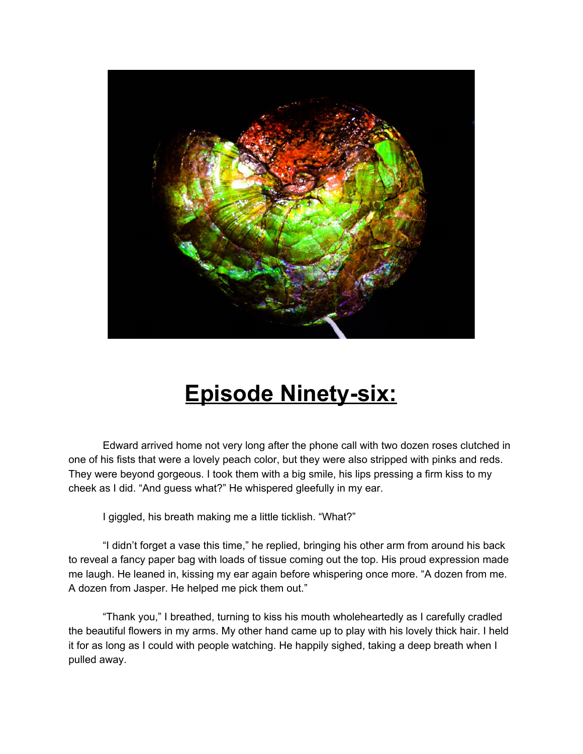# Episode Ninety-six:

Edward arrived home not very long after the phone call with two dozen roses clutched in one of his fists that were a lovely peach color, but they were also stripped with pinks and reds. They were beyond gorgeous. I took them with a big smile, his lips pressing a firm kiss to my cheek as I did. "And guess what?" He whispered gleefully in my ear.

I giggled, his breath making me a little ticklish. "What?"

"I didn't forget a vase this time," he replied, bringing his other arm from around his back to reveal a fancy paper bag with loads of tissue coming out the top. His proud expression made me laugh. He leaned in, kissing my ear again before whispering once more. "A dozen from me. A dozen from Jasper. He helped me pick them out."

"Thank you," I breathed, turning to kiss his mouth wholeheartedly as I carefully cradled the beautiful flowers in my arms. My other hand came up to play with his lovely thick hair. I held it for as long as I could with people watching. He happily sighed, taking a deep breath when I pulled away.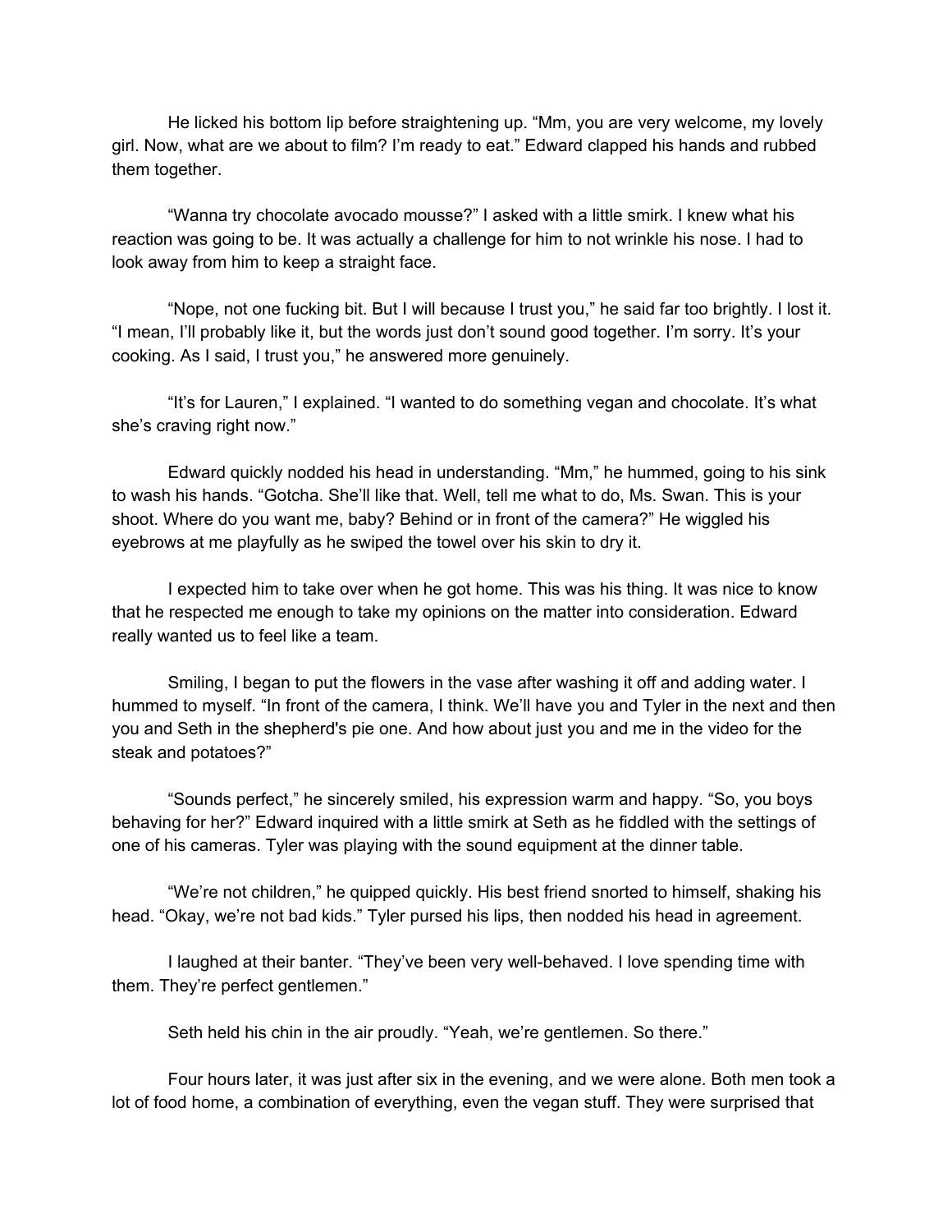He licked his bottom lip before straightening up. "Mm, you are very welcome, my lovely girl. Now, what are we about to film? I'm ready to eat." Edward clapped his hands and rubbed them together.

"Wanna try chocolate avocado mousse?" I asked with a little smirk. I knew what his reaction was going to be. It was actually a challenge for him to not wrinkle his nose. I had to look away from him to keep a straight face.

"Nope, not one fucking bit. But I will because I trust you," he said far too brightly. I lost it. "I mean, I'll probably like it, but the words just don't sound good together. I'm sorry. It's your cooking. As I said, I trust you," he answered more genuinely.

"It's for Lauren," I explained. "I wanted to do something vegan and chocolate. It's what she's craving right now."

Edward quickly nodded his head in understanding. "Mm," he hummed, going to his sink to wash his hands. "Gotcha. She'll like that. Well, tell me what to do, Ms. Swan. This is your shoot. Where do you want me, baby? Behind or in front of the camera?" He wiggled his eyebrows at me playfully as he swiped the towel over his skin to dry it.

I expected him to take over when he got home. This was his thing. It was nice to know that he respected me enough to take my opinions on the matter into consideration. Edward really wanted us to feel like a team.

Smiling, I began to put the flowers in the vase after washing it off and adding water. I hummed to myself. "In front of the camera, I think. We'll have you and Tyler in the next and then you and Seth in the shepherd's pie one. And how about just you and me in the video for the steak and potatoes?"

"Sounds perfect," he sincerely smiled, his expression warm and happy. "So, you boys behaving for her?" Edward inquired with a little smirk at Seth as he fiddled with the settings of one of his cameras. Tyler was playing with the sound equipment at the dinner table.

"We're not children," he quipped quickly. His best friend snorted to himself, shaking his head. "Okay, we're not bad kids." Tyler pursed his lips, then nodded his head in agreement.

I laughed at their banter. "They've been very well-behaved. I love spending time with them. They're perfect gentlemen."

Seth held his chin in the air proudly. "Yeah, we're gentlemen. So there."

Four hours later, it was just after six in the evening, and we were alone. Both men took a lot of food home, a combination of everything, even the vegan stuff. They were surprised that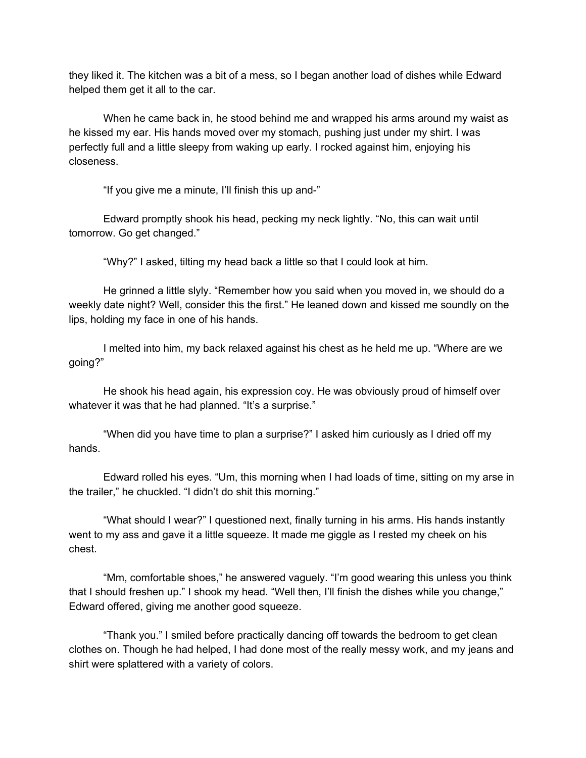they liked it. The kitchen was a bit of a mess, so I began another load of dishes while Edward helped them get it all to the car.

When he came back in, he stood behind me and wrapped his arms around my waist as he kissed my ear. His hands moved over my stomach, pushing just under my shirt. I was perfectly full and a little sleepy from waking up early. I rocked against him, enjoying his closeness.

"If you give me a minute, I'll finish this up and-"

Edward promptly shook his head, pecking my neck lightly. "No, this can wait until tomorrow. Go get changed."

"Why?" I asked, tilting my head back a little so that I could look at him.

He grinned a little slyly. "Remember how you said when you moved in, we should do a weekly date night? Well, consider this the first." He leaned down and kissed me soundly on the lips, holding my face in one of his hands.

I melted into him, my back relaxed against his chest as he held me up. "Where are we going?"

He shook his head again, his expression coy. He was obviously proud of himself over whatever it was that he had planned. "It's a surprise."

"When did you have time to plan a surprise?" I asked him curiously as I dried off my hands.

Edward rolled his eyes. "Um, this morning when I had loads of time, sitting on my arse in the trailer," he chuckled. "I didn't do shit this morning."

"What should I wear?" I questioned next, finally turning in his arms. His hands instantly went to my ass and gave it a little squeeze. It made me giggle as I rested my cheek on his chest.

"Mm, comfortable shoes," he answered vaguely. "I'm good wearing this unless you think that I should freshen up." I shook my head. "Well then, I'll finish the dishes while you change," Edward offered, giving me another good squeeze.

"Thank you." I smiled before practically dancing off towards the bedroom to get clean clothes on. Though he had helped, I had done most of the really messy work, and my jeans and shirt were splattered with a variety of colors.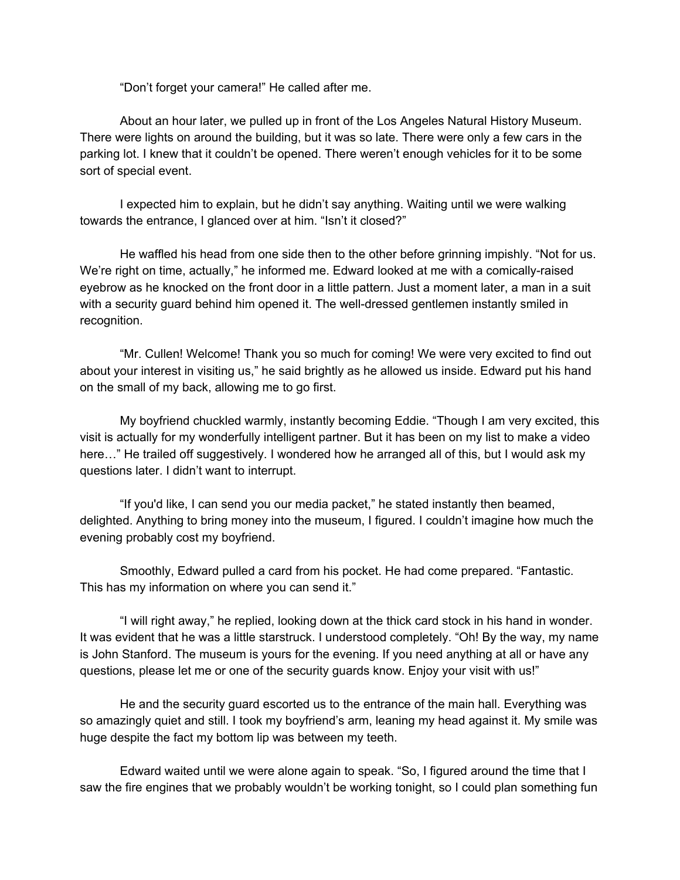"Don't forget your camera!" He called after me.

About an hour later, we pulled up in front of the Los Angeles Natural History Museum. There were lights on around the building, but it was so late. There were only a few cars in the parking lot. I knew that it couldn't be opened. There weren't enough vehicles for it to be some sort of special event.

I expected him to explain, but he didn't say anything. Waiting until we were walking towards the entrance, I glanced over at him. "Isn't it closed?"

He waffled his head from one side then to the other before grinning impishly. "Not for us. We're right on time, actually," he informed me. Edward looked at me with a comically-raised eyebrow as he knocked on the front door in a little pattern. Just a moment later, a man in a suit with a security guard behind him opened it. The well-dressed gentlemen instantly smiled in recognition.

"Mr. Cullen! Welcome! Thank you so much for coming! We were very excited to find out about your interest in visiting us," he said brightly as he allowed us inside. Edward put his hand on the small of my back, allowing me to go first.

My boyfriend chuckled warmly, instantly becoming Eddie. "Though I am very excited, this visit is actually for my wonderfully intelligent partner. But it has been on my list to make a video here…" He trailed off suggestively. I wondered how he arranged all of this, but I would ask my questions later. I didn't want to interrupt.

"If you'd like, I can send you our media packet," he stated instantly then beamed, delighted. Anything to bring money into the museum, I figured. I couldn't imagine how much the evening probably cost my boyfriend.

Smoothly, Edward pulled a card from his pocket. He had come prepared. "Fantastic. This has my information on where you can send it."

"I will right away," he replied, looking down at the thick card stock in his hand in wonder. It was evident that he was a little starstruck. I understood completely. "Oh! By the way, my name is John Stanford. The museum is yours for the evening. If you need anything at all or have any questions, please let me or one of the security guards know. Enjoy your visit with us!"

He and the security guard escorted us to the entrance of the main hall. Everything was so amazingly quiet and still. I took my boyfriend's arm, leaning my head against it. My smile was huge despite the fact my bottom lip was between my teeth.

Edward waited until we were alone again to speak. "So, I figured around the time that I saw the fire engines that we probably wouldn't be working tonight, so I could plan something fun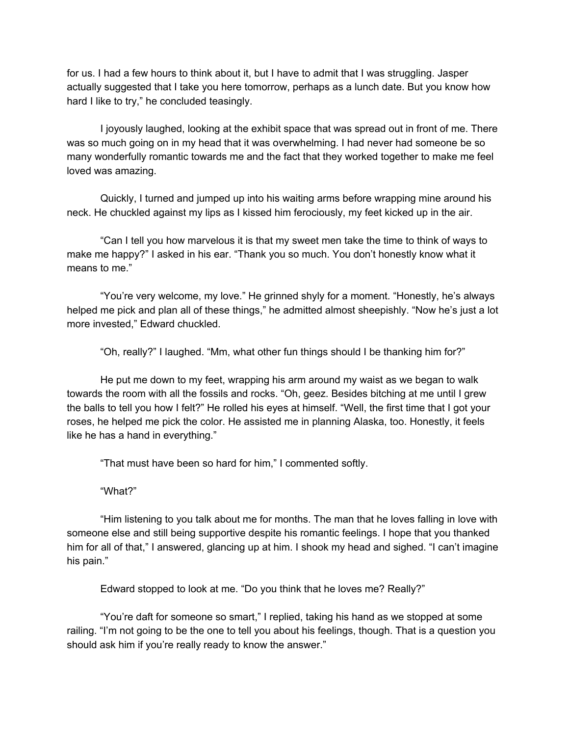for us. I had a few hours to think about it, but I have to admit that I was struggling. Jasper actually suggested that I take you here tomorrow, perhaps as a lunch date. But you know how hard I like to try," he concluded teasingly.

I joyously laughed, looking at the exhibit space that was spread out in front of me. There was so much going on in my head that it was overwhelming. I had never had someone be so many wonderfully romantic towards me and the fact that they worked together to make me feel loved was amazing.

Quickly, I turned and jumped up into his waiting arms before wrapping mine around his neck. He chuckled against my lips as I kissed him ferociously, my feet kicked up in the air.

"Can I tell you how marvelous it is that my sweet men take the time to think of ways to make me happy?" I asked in his ear. "Thank you so much. You don't honestly know what it means to me."

"You're very welcome, my love." He grinned shyly for a moment. "Honestly, he's always helped me pick and plan all of these things," he admitted almost sheepishly. "Now he's just a lot more invested," Edward chuckled.

"Oh, really?" I laughed. "Mm, what other fun things should I be thanking him for?"

He put me down to my feet, wrapping his arm around my waist as we began to walk towards the room with all the fossils and rocks. "Oh, geez. Besides bitching at me until I grew the balls to tell you how I felt?" He rolled his eyes at himself. "Well, the first time that I got your roses, he helped me pick the color. He assisted me in planning Alaska, too. Honestly, it feels like he has a hand in everything."

"That must have been so hard for him," I commented softly.

"What?"

"Him listening to you talk about me for months. The man that he loves falling in love with someone else and still being supportive despite his romantic feelings. I hope that you thanked him for all of that," I answered, glancing up at him. I shook my head and sighed. "I can't imagine his pain."

Edward stopped to look at me. "Do you think that he loves me? Really?"

"You're daft for someone so smart," I replied, taking his hand as we stopped at some railing. "I'm not going to be the one to tell you about his feelings, though. That is a question you should ask him if you're really ready to know the answer."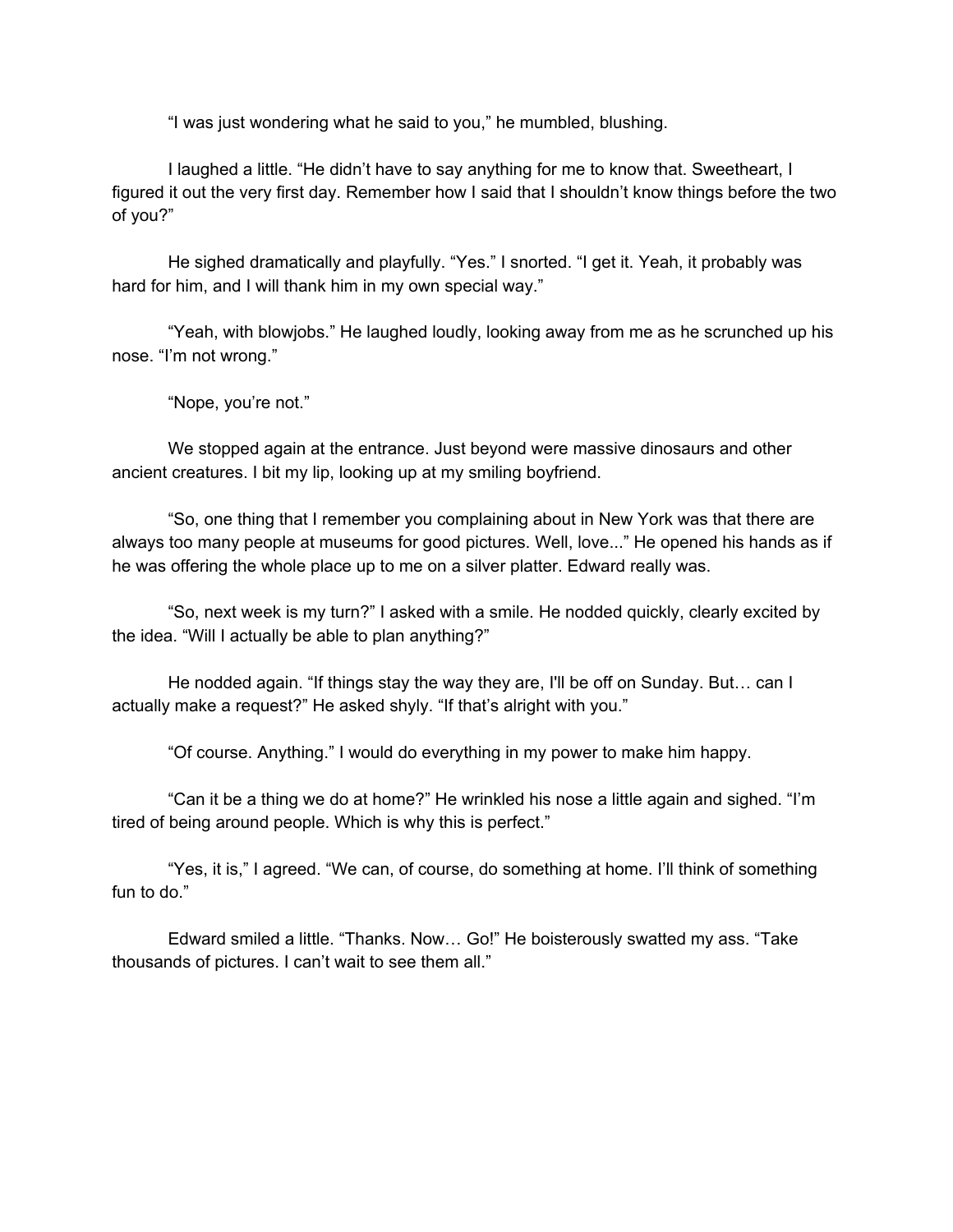"I was just wondering what he said to you," he mumbled, blushing.

I laughed a little. "He didn't have to say anything for me to know that. Sweetheart, I figured it out the very first day. Remember how I said that I shouldn't know things before the two of you?"

He sighed dramatically and playfully. "Yes." I snorted. "I get it. Yeah, it probably was hard for him, and I will thank him in my own special way."

"Yeah, with blowjobs." He laughed loudly, looking away from me as he scrunched up his nose. "I'm not wrong."

"Nope, you're not."

We stopped again at the entrance. Just beyond were massive dinosaurs and other ancient creatures. I bit my lip, looking up at my smiling boyfriend.

"So, one thing that I remember you complaining about in New York was that there are always too many people at museums for good pictures. Well, love..." He opened his hands as if he was offering the whole place up to me on a silver platter. Edward really was.

"So, next week is my turn?" I asked with a smile. He nodded quickly, clearly excited by the idea. "Will I actually be able to plan anything?"

He nodded again. "If things stay the way they are, I'll be off on Sunday. But… can I actually make a request?" He asked shyly. "If that's alright with you."

"Of course. Anything." I would do everything in my power to make him happy.

"Can it be a thing we do at home?" He wrinkled his nose a little again and sighed. "I'm tired of being around people. Which is why this is perfect."

"Yes, it is," I agreed. "We can, of course, do something at home. I'll think of something fun to do."

Edward smiled a little. "Thanks. Now… Go!" He boisterously swatted my ass. "Take thousands of pictures. I can't wait to see them all."